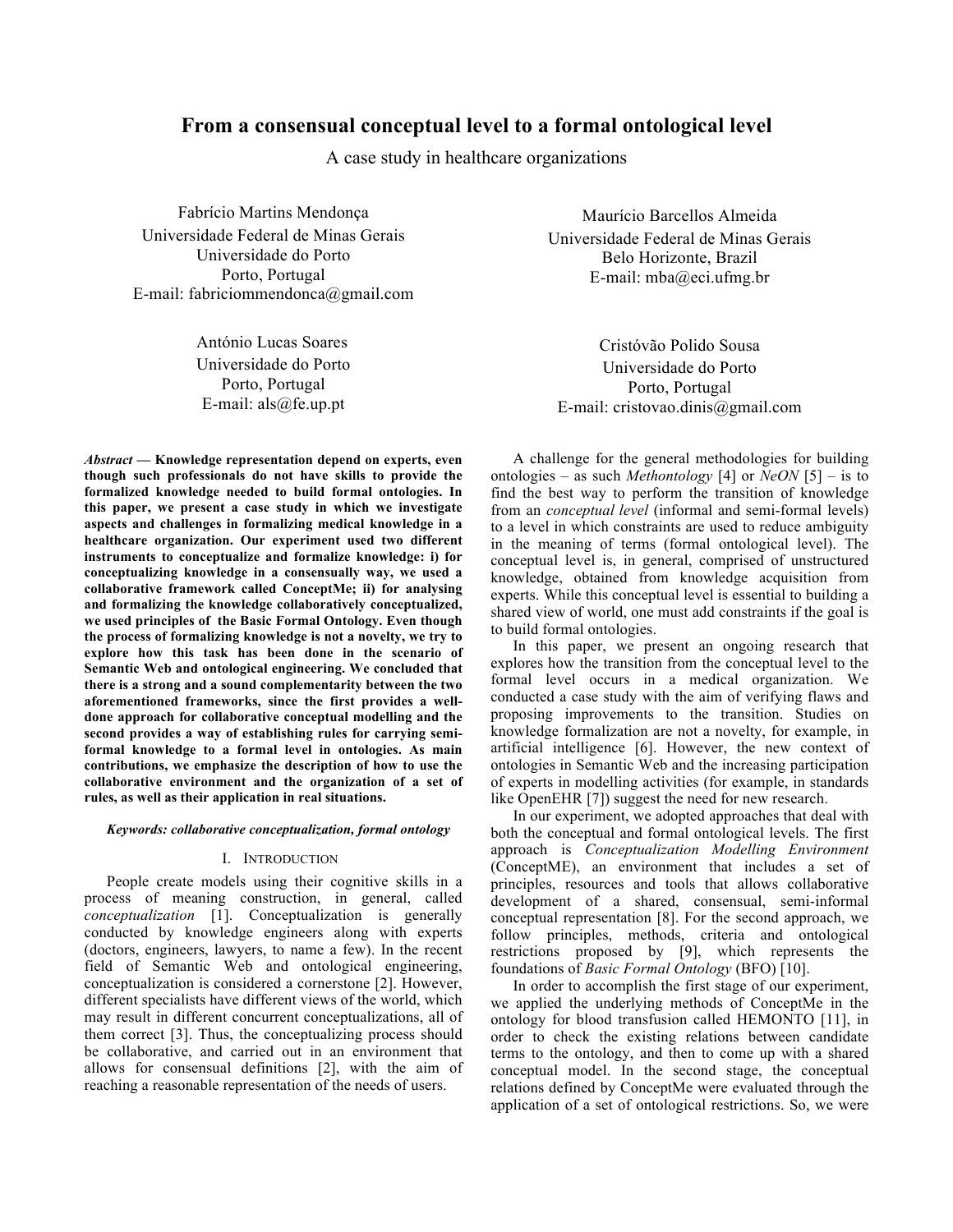# From a consensual conceptual level to a formal ontological level

A case study in healthcare organizations

Fabrício Martins Mendonça
Universidade Federal de Minas Gerais
Universidade do Porto
Porto, Portugal
E-mail: fabriciommendonca@gmail.com

Maurício Barcellos Almeida
Universidade Federal de Minas Gerais
Belo Horizonte, Brazil
E-mail: mba@eci.ufmg.br

António Lucas Soares
Universidade do Porto
Porto, Portugal
E-mail: als@fe.up.pt

Cristóvão Polido Sousa
Universidade do Porto
Porto, Portugal
E-mail: cristovao.dinis@gmail.com

***Abstract* — Knowledge representation depend on experts, even though such professionals do not have skills to provide the formalized knowledge needed to build formal ontologies. In this paper, we present a case study in which we investigate aspects and challenges in formalizing medical knowledge in a healthcare organization. Our experiment used two different instruments to conceptualize and formalize knowledge: i) for conceptualizing knowledge in a consensually way, we used a collaborative framework called ConceptMe; ii) for analysing and formalizing the knowledge collaboratively conceptualized, we used principles of the Basic Formal Ontology. Even though the process of formalizing knowledge is not a novelty, we try to explore how this task has been done in the scenario of Semantic Web and ontological engineering. We concluded that there is a strong and a sound complementarity between the two aforementioned frameworks, since the first provides a well-done approach for collaborative conceptual modelling and the second provides a way of establishing rules for carrying semi-formal knowledge to a formal level in ontologies. As main contributions, we emphasize the description of how to use the collaborative environment and the organization of a set of rules, as well as their application in real situations.**

***Keywords: collaborative conceptualization, formal ontology***

## I. Introduction

People create models using their cognitive skills in a process of meaning construction, in general, called *conceptualization* [1]. Conceptualization is generally conducted by knowledge engineers along with experts (doctors, engineers, lawyers, to name a few). In the recent field of Semantic Web and ontological engineering, conceptualization is considered a cornerstone [2]. However, different specialists have different views of the world, which may result in different concurrent conceptualizations, all of them correct [3]. Thus, the conceptualizing process should be collaborative, and carried out in an environment that allows for consensual definitions [2], with the aim of reaching a reasonable representation of the needs of users.

A challenge for the general methodologies for building ontologies – as such *Methontology* [4] or *NeON* [5] – is to find the best way to perform the transition of knowledge from an *conceptual level* (informal and semi-formal levels) to a level in which constraints are used to reduce ambiguity in the meaning of terms (formal ontological level). The conceptual level is, in general, comprised of unstructured knowledge, obtained from knowledge acquisition from experts. While this conceptual level is essential to building a shared view of world, one must add constraints if the goal is to build formal ontologies.

In this paper, we present an ongoing research that explores how the transition from the conceptual level to the formal level occurs in a medical organization. We conducted a case study with the aim of verifying flaws and proposing improvements to the transition. Studies on knowledge formalization are not a novelty, for example, in artificial intelligence [6]. However, the new context of ontologies in Semantic Web and the increasing participation of experts in modelling activities (for example, in standards like OpenEHR [7]) suggest the need for new research.

In our experiment, we adopted approaches that deal with both the conceptual and formal ontological levels. The first approach is *Conceptualization Modelling Environment* (ConceptME), an environment that includes a set of principles, resources and tools that allows collaborative development of a shared, consensual, semi-informal conceptual representation [8]. For the second approach, we follow principles, methods, criteria and ontological restrictions proposed by [9], which represents the foundations of *Basic Formal Ontology* (BFO) [10].

In order to accomplish the first stage of our experiment, we applied the underlying methods of ConceptMe in the ontology for blood transfusion called HEMONTO [11], in order to check the existing relations between candidate terms to the ontology, and then to come up with a shared conceptual model. In the second stage, the conceptual relations defined by ConceptMe were evaluated through the application of a set of ontological restrictions. So, we were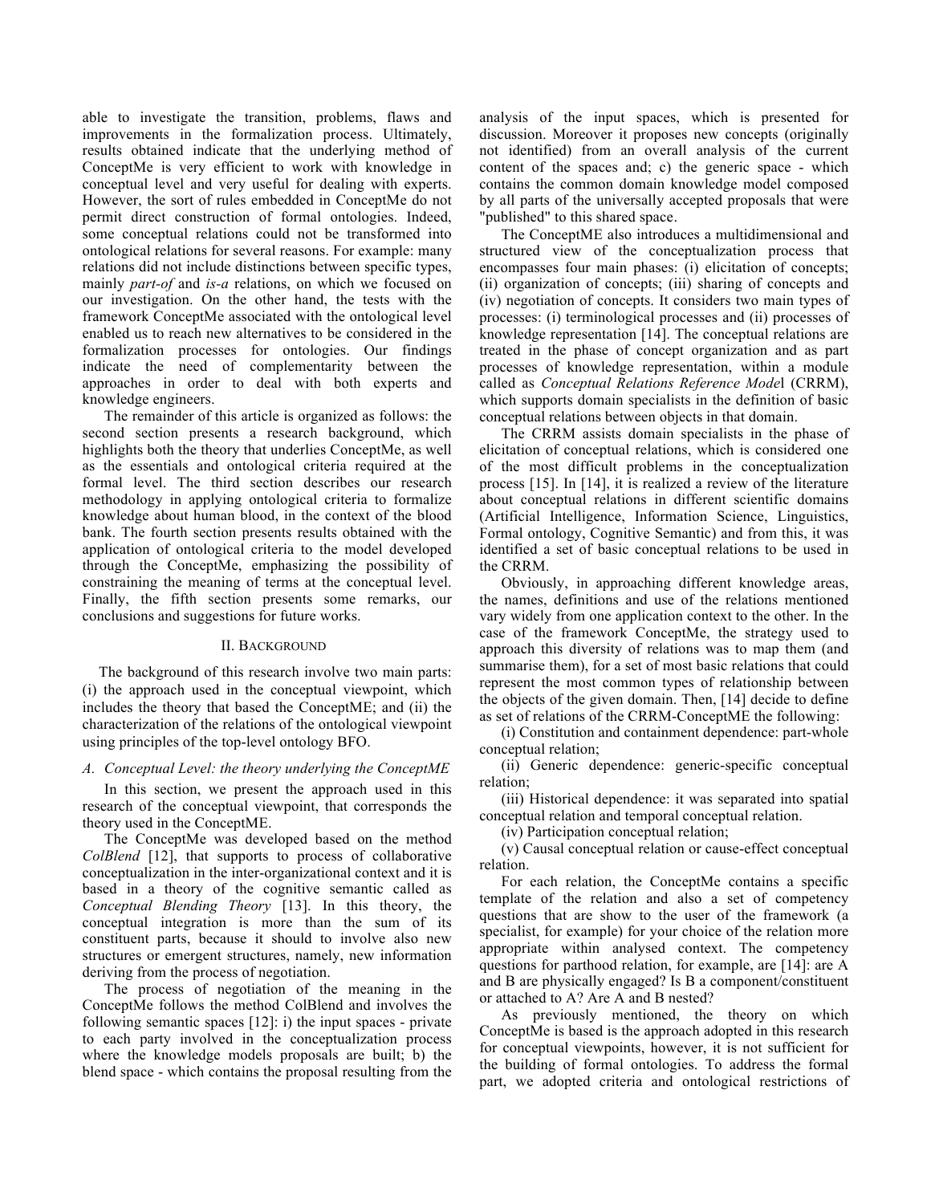able to investigate the transition, problems, flaws and improvements in the formalization process. Ultimately, results obtained indicate that the underlying method of ConceptMe is very efficient to work with knowledge in conceptual level and very useful for dealing with experts. However, the sort of rules embedded in ConceptMe do not permit direct construction of formal ontologies. Indeed, some conceptual relations could not be transformed into ontological relations for several reasons. For example: many relations did not include distinctions between specific types, mainly *part-of* and *is-a* relations, on which we focused on our investigation. On the other hand, the tests with the framework ConceptMe associated with the ontological level enabled us to reach new alternatives to be considered in the formalization processes for ontologies. Our findings indicate the need of complementarity between the approaches in order to deal with both experts and knowledge engineers.

The remainder of this article is organized as follows: the second section presents a research background, which highlights both the theory that underlies ConceptMe, as well as the essentials and ontological criteria required at the formal level. The third section describes our research methodology in applying ontological criteria to formalize knowledge about human blood, in the context of the blood bank. The fourth section presents results obtained with the application of ontological criteria to the model developed through the ConceptMe, emphasizing the possibility of constraining the meaning of terms at the conceptual level. Finally, the fifth section presents some remarks, our conclusions and suggestions for future works.

## II. Background

The background of this research involve two main parts: (i) the approach used in the conceptual viewpoint, which includes the theory that based the ConceptME; and (ii) the characterization of the relations of the ontological viewpoint using principles of the top-level ontology BFO.

### A. Conceptual Level: the theory underlying the ConceptME

In this section, we present the approach used in this research of the conceptual viewpoint, that corresponds the theory used in the ConceptME.

The ConceptMe was developed based on the method *ColBlend* [12], that supports to process of collaborative conceptualization in the inter-organizational context and it is based in a theory of the cognitive semantic called as *Conceptual Blending Theory* [13]. In this theory, the conceptual integration is more than the sum of its constituent parts, because it should to involve also new structures or emergent structures, namely, new information deriving from the process of negotiation.

The process of negotiation of the meaning in the ConceptMe follows the method ColBlend and involves the following semantic spaces [12]: i) the input spaces - private to each party involved in the conceptualization process where the knowledge models proposals are built; b) the blend space - which contains the proposal resulting from the analysis of the input spaces, which is presented for discussion. Moreover it proposes new concepts (originally not identified) from an overall analysis of the current content of the spaces and; c) the generic space - which contains the common domain knowledge model composed by all parts of the universally accepted proposals that were "published" to this shared space.

The ConceptME also introduces a multidimensional and structured view of the conceptualization process that encompasses four main phases: (i) elicitation of concepts; (ii) organization of concepts; (iii) sharing of concepts and (iv) negotiation of concepts. It considers two main types of processes: (i) terminological processes and (ii) processes of knowledge representation [14]. The conceptual relations are treated in the phase of concept organization and as part processes of knowledge representation, within a module called as *Conceptual Relations Reference Mode*l (CRRM), which supports domain specialists in the definition of basic conceptual relations between objects in that domain.

The CRRM assists domain specialists in the phase of elicitation of conceptual relations, which is considered one of the most difficult problems in the conceptualization process [15]. In [14], it is realized a review of the literature about conceptual relations in different scientific domains (Artificial Intelligence, Information Science, Linguistics, Formal ontology, Cognitive Semantic) and from this, it was identified a set of basic conceptual relations to be used in the CRRM.

Obviously, in approaching different knowledge areas, the names, definitions and use of the relations mentioned vary widely from one application context to the other. In the case of the framework ConceptMe, the strategy used to approach this diversity of relations was to map them (and summarise them), for a set of most basic relations that could represent the most common types of relationship between the objects of the given domain. Then, [14] decide to define as set of relations of the CRRM-ConceptMe the following:

(i) Constitution and containment dependence: part-whole conceptual relation;

(ii) Generic dependence: generic-specific conceptual relation;

(iii) Historical dependence: it was separated into spatial conceptual relation and temporal conceptual relation.

(iv) Participation conceptual relation;

(v) Causal conceptual relation or cause-effect conceptual relation.

For each relation, the ConceptMe contains a specific template of the relation and also a set of competency questions that are show to the user of the framework (a specialist, for example) for your choice of the relation more appropriate within analysed context. The competency questions for parthood relation, for example, are [14]: are A and B are physically engaged? Is B a component/constituent or attached to A? Are A and B nested?

As previously mentioned, the theory on which ConceptMe is based is the approach adopted in this research for conceptual viewpoints, however, it is not sufficient for the building of formal ontologies. To address the formal part, we adopted criteria and ontological restrictions of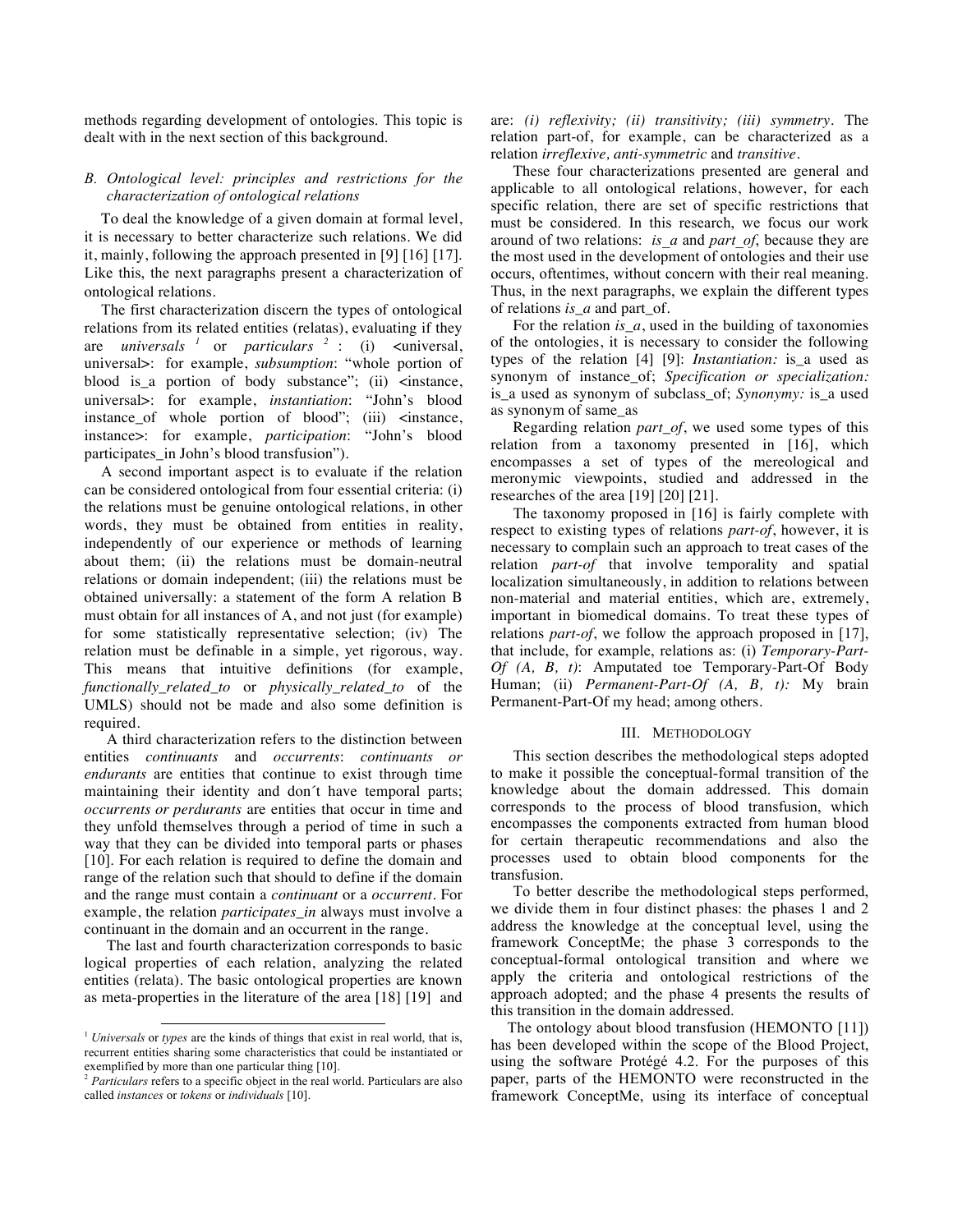methods regarding development of ontologies. This topic is dealt with in the next section of this background.

### *B. Ontological level: principles and restrictions for the characterization of ontological relations*

To deal the knowledge of a given domain at formal level, it is necessary to better characterize such relations. We did it, mainly, following the approach presented in [9] [16] [17]. Like this, the next paragraphs present a characterization of ontological relations.

The first characterization discern the types of ontological relations from its related entities (relatas), evaluating if they are *universals* [1] or *particulars* [2] : (i) <universal, universal>: for example, *subsumption*: "whole portion of blood is_a portion of body substance"; (ii) <instance, universal>: for example, *instantiation*: "John's blood instance_of whole portion of blood"; (iii) <instance, instance>: for example, *participation*: "John's blood participates_in John's blood transfusion").

A second important aspect is to evaluate if the relation can be considered ontological from four essential criteria: (i) the relations must be genuine ontological relations, in other words, they must be obtained from entities in reality, independently of our experience or methods of learning about them; (ii) the relations must be domain-neutral relations or domain independent; (iii) the relations must be obtained universally: a statement of the form A relation B must obtain for all instances of A, and not just (for example) for some statistically representative selection; (iv) The relation must be definable in a simple, yet rigorous, way. This means that intuitive definitions (for example, *functionally_related_to* or *physically_related_to* of the UMLS) should not be made and also some definition is required.

A third characterization refers to the distinction between entities *continuants* and *occurrents*: *continuants or endurants* are entities that continue to exist through time maintaining their identity and don´t have temporal parts; *occurrents or perdurants* are entities that occur in time and they unfold themselves through a period of time in such a way that they can be divided into temporal parts or phases [10]. For each relation is required to define the domain and range of the relation such that should to define if the domain and the range must contain a *continuant* or a *occurrent*. For example, the relation *participates_in* always must involve a continuant in the domain and an occurrent in the range.

The last and fourth characterization corresponds to basic logical properties of each relation, analyzing the related entities (relata). The basic ontological properties are known as meta-properties in the literature of the area [18] [19] and are: *(i) reflexivity; (ii) transitivity; (iii) symmetry*. The relation part-of, for example, can be characterized as a relation *irreflexive, anti-symmetric* and *transitive*.

These four characterizations presented are general and applicable to all ontological relations, however, for each specific relation, there are set of specific restrictions that must be considered. In this research, we focus our work around of two relations: *is_a* and *part_of*, because they are the most used in the development of ontologies and their use occurs, oftentimes, without concern with their real meaning. Thus, in the next paragraphs, we explain the different types of relations *is_a* and part_of.

For the relation *is_a*, used in the building of taxonomies of the ontologies, it is necessary to consider the following types of the relation [4] [9]: *Instantiation:* is_a used as synonym of instance_of; *Specification or specialization:* is_a used as synonym of subclass_of; *Synonymy:* is_a used as synonym of same_as

Regarding relation *part_of*, we used some types of this relation from a taxonomy presented in [16], which encompasses a set of types of the mereological and meronymic viewpoints, studied and addressed in the researches of the area [19] [20] [21].

The taxonomy proposed in [16] is fairly complete with respect to existing types of relations *part-of*, however, it is necessary to complain such an approach to treat cases of the relation *part-of* that involve temporality and spatial localization simultaneously, in addition to relations between non-material and material entities, which are, extremely, important in biomedical domains. To treat these types of relations *part-of*, we follow the approach proposed in [17], that include, for example, relations as: (i) *Temporary-Part-Of (A, B, t)*: Amputated toe Temporary-Part-Of Body Human; (ii) *Permanent-Part-Of (A, B, t):* My brain Permanent-Part-Of my head; among others.

## III. Methodology

This section describes the methodological steps adopted to make it possible the conceptual-formal transition of the knowledge about the domain addressed. This domain corresponds to the process of blood transfusion, which encompasses the components extracted from human blood for certain therapeutic recommendations and also the processes used to obtain blood components for the transfusion.

To better describe the methodological steps performed, we divide them in four distinct phases: the phases 1 and 2 address the knowledge at the conceptual level, using the framework ConceptMe; the phase 3 corresponds to the conceptual-formal ontological transition and where we apply the criteria and ontological restrictions of the approach adopted; and the phase 4 presents the results of this transition in the domain addressed.

The ontology about blood transfusion (HEMONTO [11]) has been developed within the scope of the Blood Project, using the software Protégé 4.2. For the purposes of this paper, parts of the HEMONTO were reconstructed in the framework ConceptMe, using its interface of conceptual

---

[1] *Universals* or *types* are the kinds of things that exist in real world, that is, recurrent entities sharing some characteristics that could be instantiated or exemplified by more than one particular thing [10].

[2] *Particulars* refers to a specific object in the real world. Particulars are also called *instances* or *tokens* or *individuals* [10].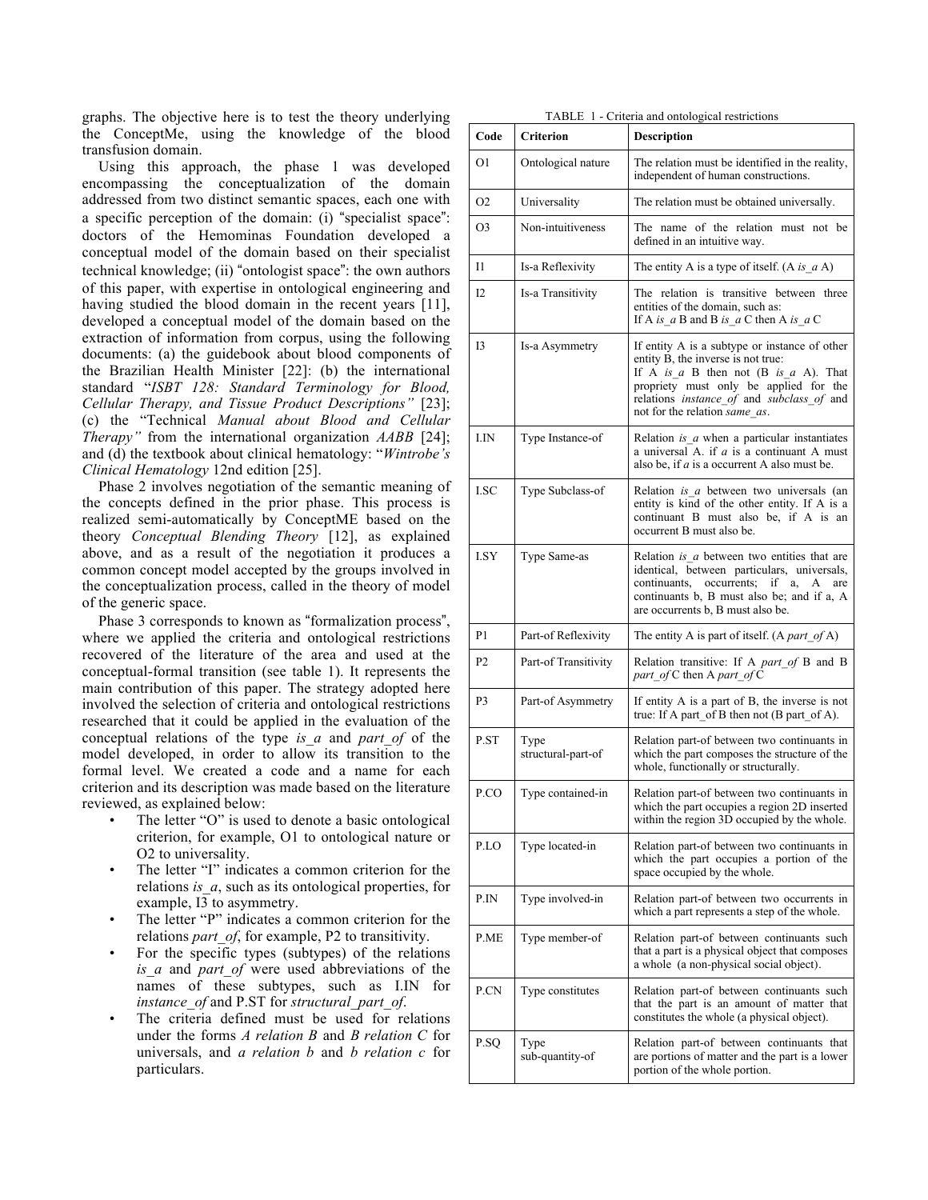graphs. The objective here is to test the theory underlying the ConceptMe, using the knowledge of the blood transfusion domain.

Using this approach, the phase 1 was developed encompassing the conceptualization of the domain addressed from two distinct semantic spaces, each one with a specific perception of the domain: (i) "specialist space": doctors of the Hemominas Foundation developed a conceptual model of the domain based on their specialist technical knowledge; (ii) "ontologist space": the own authors of this paper, with expertise in ontological engineering and having studied the blood domain in the recent years [11], developed a conceptual model of the domain based on the extraction of information from corpus, using the following documents: (a) the guidebook about blood components of the Brazilian Health Minister [22]: (b) the international standard "*ISBT 128: Standard Terminology for Blood, Cellular Therapy, and Tissue Product Descriptions"* [23]; (c) the "Technical *Manual about Blood and Cellular Therapy"* from the international organization *AABB* [24]; and (d) the textbook about clinical hematology: "*Wintrobe's Clinical Hematology* 12nd edition [25].

Phase 2 involves negotiation of the semantic meaning of the concepts defined in the prior phase. This process is realized semi-automatically by ConceptME based on the theory *Conceptual Blending Theory* [12], as explained above, and as a result of the negotiation it produces a common concept model accepted by the groups involved in the conceptualization process, called in the theory of model of the generic space.

Phase 3 corresponds to known as "formalization process", where we applied the criteria and ontological restrictions recovered of the literature of the area and used at the conceptual-formal transition (see table 1). It represents the main contribution of this paper. The strategy adopted here involved the selection of criteria and ontological restrictions researched that it could be applied in the evaluation of the conceptual relations of the type *is_a* and *part_of* of the model developed, in order to allow its transition to the formal level. We created a code and a name for each criterion and its description was made based on the literature reviewed, as explained below:

- The letter "O" is used to denote a basic ontological criterion, for example, O1 to ontological nature or O2 to universality.
- The letter "I" indicates a common criterion for the relations *is_a*, such as its ontological properties, for example, I3 to asymmetry.
- The letter "P" indicates a common criterion for the relations *part_of*, for example, P2 to transitivity.
- For the specific types (subtypes) of the relations *is_a* and *part_of* were used abbreviations of the names of these subtypes, such as I.IN for *instance_of* and P.ST for *structural_part_of*.
- The criteria defined must be used for relations under the forms *A relation B* and *B relation C* for universals, and *a relation b* and *b relation c* for particulars.

TABLE 1 - Criteria and ontological restrictions

| Code | Criterion | Description |
|---|---|---|
| O1 | Ontological nature | The relation must be identified in the reality, independent of human constructions. |
| O2 | Universality | The relation must be obtained universally. |
| O3 | Non-intuitiveness | The name of the relation must not be defined in an intuitive way. |
| I1 | Is-a Reflexivity | The entity A is a type of itself. (A *is_a* A) |
| I2 | Is-a Transitivity | The relation is transitive between three entities of the domain, such as: If A *is_a* B and B *is_a* C then A *is_a* C |
| I3 | Is-a Asymmetry | If entity A is a subtype or instance of other entity B, the inverse is not true: If A *is_a* B then not (B *is_a* A). That propriety must only be applied for the relations *instance_of* and *subclass_of* and not for the relation *same_as*. |
| I.IN | Type Instance-of | Relation *is_a* when a particular instantiates a universal A. if *a* is a continuant A must also be, if *a* is a occurrent A also must be. |
| I.SC | Type Subclass-of | Relation *is_a* between two universals (an entity is kind of the other entity. If A is a continuant B must also be, if A is an occurrent B must also be. |
| I.SY | Type Same-as | Relation *is_a* between two entities that are identical, between particulars, universals, continuants, occurrents; if a, A are continuants b, B must also be; and if a, A are occurrents b, B must also be. |
| P1 | Part-of Reflexivity | The entity A is part of itself. (A *part_of* A) |
| P2 | Part-of Transitivity | Relation transitive: If A *part_of* B and B *part_of* C then A *part_of* C |
| P3 | Part-of Asymmetry | If entity A is a part of B, the inverse is not true: If A part_of B then not (B part_of A). |
| P.ST | Type structural-part-of | Relation part-of between two continuants in which the part composes the structure of the whole, functionally or structurally. |
| P.CO | Type contained-in | Relation part-of between two continuants in which the part occupies a region 2D inserted within the region 3D occupied by the whole. |
| P.LO | Type located-in | Relation part-of between two continuants in which the part occupies a portion of the space occupied by the whole. |
| P.IN | Type involved-in | Relation part-of between two occurrents in which a part represents a step of the whole. |
| P.ME | Type member-of | Relation part-of between continuants such that a part is a physical object that composes a whole (a non-physical social object). |
| P.CN | Type constitutes | Relation part-of between continuants such that the part is an amount of matter that constitutes the whole (a physical object). |
| P.SQ | Type sub-quantity-of | Relation part-of between continuants that are portions of matter and the part is a lower portion of the whole portion. |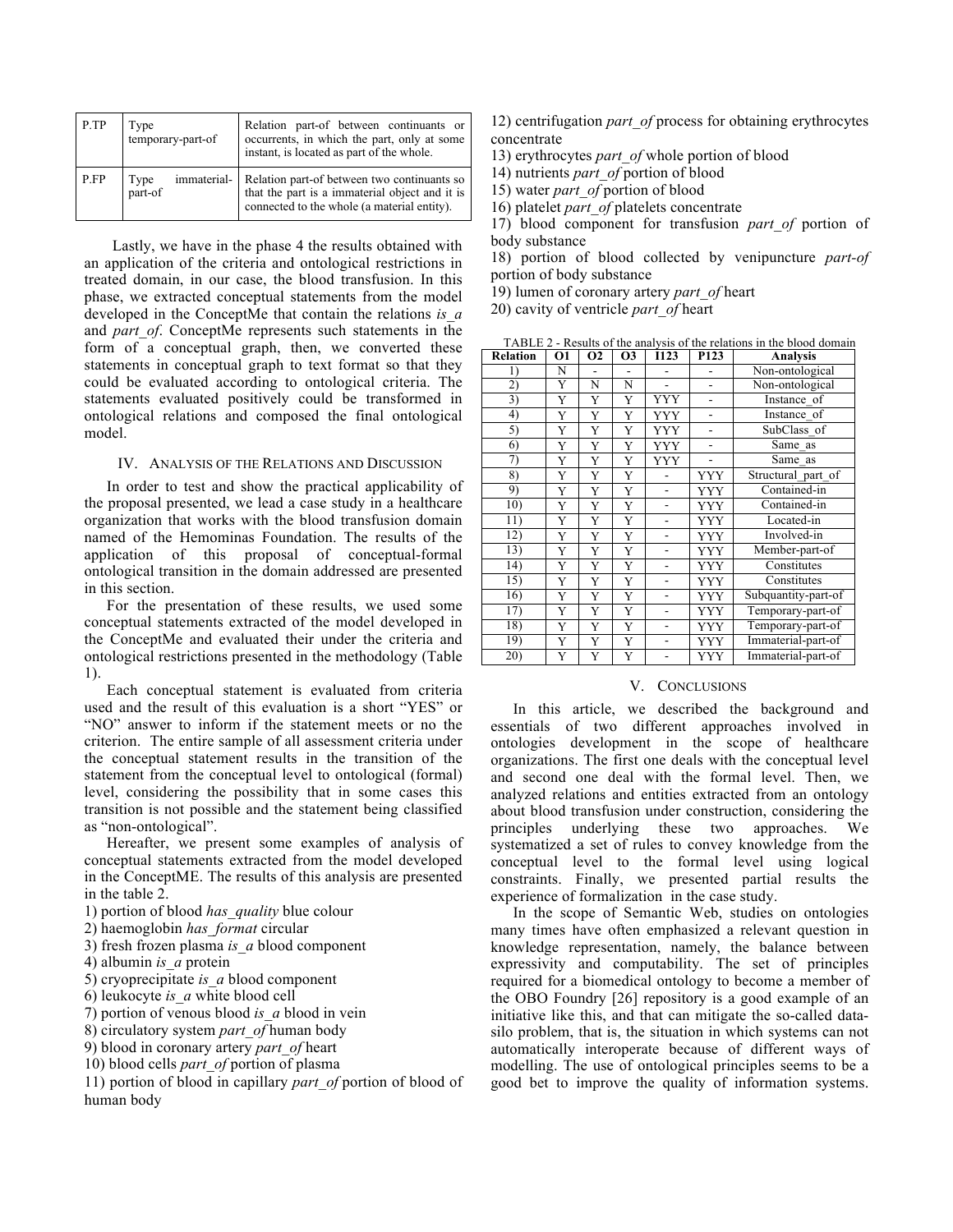| P.TP | Type temporary-part-of | Relation part-of between continuants or occurrents, in which the part, only at some instant, is located as part of the whole. |
|---|---|---|
| P.FP | Type immaterial-part-of | Relation part-of between two continuants so that the part is a immaterial object and it is connected to the whole (a material entity). |

Lastly, we have in the phase 4 the results obtained with an application of the criteria and ontological restrictions in treated domain, in our case, the blood transfusion. In this phase, we extracted conceptual statements from the model developed in the ConceptMe that contain the relations *is_a* and *part_of*. ConceptMe represents such statements in the form of a conceptual graph, then, we converted these statements in conceptual graph to text format so that they could be evaluated according to ontological criteria. The statements evaluated positively could be transformed in ontological relations and composed the final ontological model.

## IV. Analysis of the Relations and Discussion

In order to test and show the practical applicability of the proposal presented, we lead a case study in a healthcare organization that works with the blood transfusion domain named of the Hemominas Foundation. The results of the application of this proposal of conceptual-formal ontological transition in the domain addressed are presented in this section.

For the presentation of these results, we used some conceptual statements extracted of the model developed in the ConceptMe and evaluated their under the criteria and ontological restrictions presented in the methodology (Table 1).

Each conceptual statement is evaluated from criteria used and the result of this evaluation is a short "YES" or "NO" answer to inform if the statement meets or no the criterion. The entire sample of all assessment criteria under the conceptual statement results in the transition of the statement from the conceptual level to ontological (formal) level, considering the possibility that in some cases this transition is not possible and the statement being classified as "non-ontological".

Hereafter, we present some examples of analysis of conceptual statements extracted from the model developed in the ConceptME. The results of this analysis are presented in the table 2.

1) portion of blood *has_quality* blue colour
2) haemoglobin *has_format* circular
3) fresh frozen plasma *is_a* blood component
4) albumin *is_a* protein
5) cryoprecipitate *is_a* blood component
6) leukocyte *is_a* white blood cell
7) portion of venous blood *is_a* blood in vein
8) circulatory system *part_of* human body
9) blood in coronary artery *part_of* heart
10) blood cells *part_of* portion of plasma
11) portion of blood in capillary *part_of* portion of blood of human body
12) centrifugation *part_of* process for obtaining erythrocytes concentrate
13) erythrocytes *part_of* whole portion of blood
14) nutrients *part_of* portion of blood
15) water *part_of* portion of blood
16) platelet *part_of* platelets concentrate
17) blood component for transfusion *part_of* portion of body substance
18) portion of blood collected by venipuncture *part-of* portion of body substance
19) lumen of coronary artery *part_of* heart
20) cavity of ventricle *part_of* heart

TABLE 2 - Results of the analysis of the relations in the blood domain

| Relation | O1 | O2 | O3 | I123 | P123 | Analysis |
|---|---|---|---|---|---|---|
| 1) | N | - | - | - | - | Non-ontological |
| 2) | Y | N | N | - | - | Non-ontological |
| 3) | Y | Y | Y | YYY | - | Instance_of |
| 4) | Y | Y | Y | YYY | - | Instance_of |
| 5) | Y | Y | Y | YYY | - | SubClass_of |
| 6) | Y | Y | Y | YYY | - | Same_as |
| 7) | Y | Y | Y | YYY | - | Same_as |
| 8) | Y | Y | Y | - | YYY | Structural_part_of |
| 9) | Y | Y | Y | - | YYY | Contained-in |
| 10) | Y | Y | Y | - | YYY | Contained-in |
| 11) | Y | Y | Y | - | YYY | Located-in |
| 12) | Y | Y | Y | - | YYY | Involved-in |
| 13) | Y | Y | Y | - | YYY | Member-part-of |
| 14) | Y | Y | Y | - | YYY | Constitutes |
| 15) | Y | Y | Y | - | YYY | Constitutes |
| 16) | Y | Y | Y | - | YYY | Subquantity-part-of |
| 17) | Y | Y | Y | - | YYY | Temporary-part-of |
| 18) | Y | Y | Y | - | YYY | Temporary-part-of |
| 19) | Y | Y | Y | - | YYY | Immaterial-part-of |
| 20) | Y | Y | Y | - | YYY | Immaterial-part-of |

## V. Conclusions

In this article, we described the background and essentials of two different approaches involved in ontologies development in the scope of healthcare organizations. The first one deals with the conceptual level and second one deal with the formal level. Then, we analyzed relations and entities extracted from an ontology about blood transfusion under construction, considering the principles underlying these two approaches. We systematized a set of rules to convey knowledge from the conceptual level to the formal level using logical constraints. Finally, we presented partial results the experience of formalization in the case study.

In the scope of Semantic Web, studies on ontologies many times have often emphasized a relevant question in knowledge representation, namely, the balance between expressivity and computability. The set of principles required for a biomedical ontology to become a member of the OBO Foundry [26] repository is a good example of an initiative like this, and that can mitigate the so-called data-silo problem, that is, the situation in which systems can not automatically interoperate because of different ways of modelling. The use of ontological principles seems to be a good bet to improve the quality of information systems.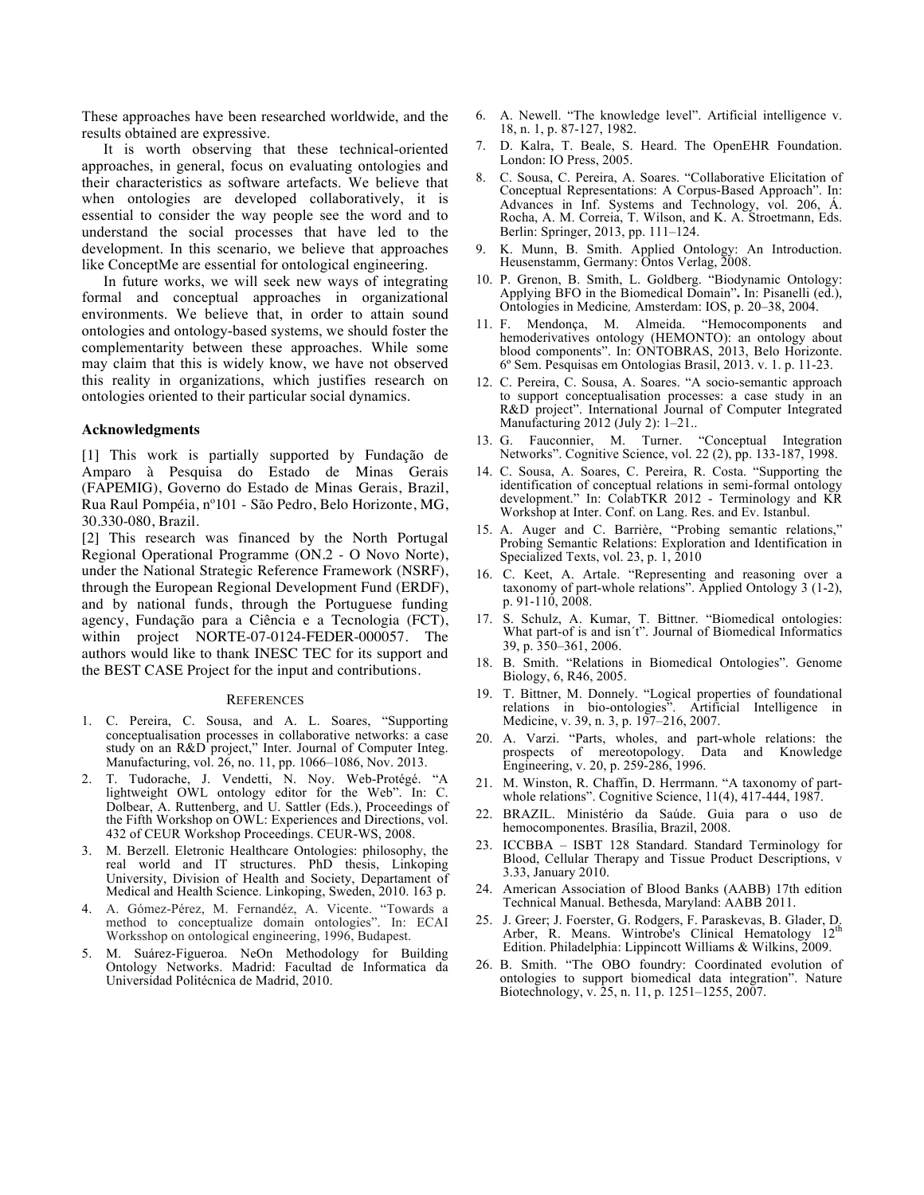These approaches have been researched worldwide, and the results obtained are expressive.

It is worth observing that these technical-oriented approaches, in general, focus on evaluating ontologies and their characteristics as software artefacts. We believe that when ontologies are developed collaboratively, it is essential to consider the way people see the word and to understand the social processes that have led to the development. In this scenario, we believe that approaches like ConceptMe are essential for ontological engineering.

In future works, we will seek new ways of integrating formal and conceptual approaches in organizational environments. We believe that, in order to attain sound ontologies and ontology-based systems, we should foster the complementarity between these approaches. While some may claim that this is widely know, we have not observed this reality in organizations, which justifies research on ontologies oriented to their particular social dynamics.

### Acknowledgments

[1] This work is partially supported by Fundação de Amparo à Pesquisa do Estado de Minas Gerais (FAPEMIG), Governo do Estado de Minas Gerais, Brazil, Rua Raul Pompéia, nº101 - São Pedro, Belo Horizonte, MG, 30.330-080, Brazil.

[2] This research was financed by the North Portugal Regional Operational Programme (ON.2 - O Novo Norte), under the National Strategic Reference Framework (NSRF), through the European Regional Development Fund (ERDF), and by national funds, through the Portuguese funding agency, Fundação para a Ciência e a Tecnologia (FCT), within project NORTE-07-0124-FEDER-000057. The authors would like to thank INESC TEC for its support and the BEST CASE Project for the input and contributions.

## References

1. C. Pereira, C. Sousa, and A. L. Soares, "Supporting conceptualisation processes in collaborative networks: a case study on an R&D project," Inter. Journal of Computer Integ. Manufacturing, vol. 26, no. 11, pp. 1066–1086, Nov. 2013.
2. T. Tudorache, J. Vendetti, N. Noy. Web-Protégé. "A lightweight OWL ontology editor for the Web". In: C. Dolbear, A. Ruttenberg, and U. Sattler (Eds.), Proceedings of the Fifth Workshop on OWL: Experiences and Directions, vol. 432 of CEUR Workshop Proceedings. CEUR-WS, 2008.
3. M. Berzell. Eletronic Healthcare Ontologies: philosophy, the real world and IT structures. PhD thesis, Linkoping University, Division of Health and Society, Departament of Medical and Health Science. Linkoping, Sweden, 2010. 163 p.
4. A. Gómez-Peréz, M. Fernandéz, A. Vicente. "Towards a method to conceptualize domain ontologies". In: ECAI Worksshop on ontological engineering, 1996, Budapest.
5. M. Suárez-Figueroa. NeOn Methodology for Building Ontology Networks. Madrid: Facultad de Informatica da Universidad Politécnica de Madrid, 2010.
6. A. Newell. "The knowledge level". Artificial intelligence v. 18, n. 1, p. 87-127, 1982.
7. D. Kalra, T. Beale, S. Heard. The OpenEHR Foundation. London: IO Press, 2005.
8. C. Sousa, C. Pereira, A. Soares. "Collaborative Elicitation of Conceptual Representations: A Corpus-Based Approach". In: Advances in Inf. Systems and Technology, vol. 206, Á. Rocha, A. M. Correia, T. Wilson, and K. A. Stroetmann, Eds. Berlin: Springer, 2013, pp. 111–124.
9. K. Munn, B. Smith. Applied Ontology: An Introduction. Heusenstamm, Germany: Ontos Verlag, 2008.
10. P. Grenon, B. Smith, L. Goldberg. "Biodynamic Ontology: Applying BFO in the Biomedical Domain". In: Pisanelli (ed.), Ontologies in Medicine, Amsterdam: IOS, p. 20–38, 2004.
11. F. Mendonça, M. Almeida. "Hemocomponents and hemoderivatives ontology (HEMONTO): an ontology about blood components". In: ONTOBRAS, 2013, Belo Horizonte. 6º Sem. Pesquisas em Ontologias Brasil, 2013. v. 1. p. 11-23.
12. C. Pereira, C. Sousa, A. Soares. "A socio-semantic approach to support conceptualisation processes: a case study in an R&D project". International Journal of Computer Integrated Manufacturing 2012 (July 2): 1–21..
13. G. Fauconnier, M. Turner. "Conceptual Integration Networks". Cognitive Science, vol. 22 (2), pp. 133-187, 1998.
14. C. Sousa, A. Soares, C. Pereira, R. Costa. "Supporting the identification of conceptual relations in semi-formal ontology development." In: ColabTKR 2012 - Terminology and KR Workshop at Inter. Conf. on Lang. Res. and Ev. Istanbul.
15. A. Auger and C. Barrière, "Probing semantic relations," Probing Semantic Relations: Exploration and Identification in Specialized Texts, vol. 23, p. 1, 2010
16. C. Keet, A. Artale. "Representing and reasoning over a taxonomy of part-whole relations". Applied Ontology 3 (1-2), p. 91-110, 2008.
17. S. Schulz, A. Kumar, T. Bittner. "Biomedical ontologies: What part-of is and isn´t". Journal of Biomedical Informatics 39, p. 350–361, 2006.
18. B. Smith. "Relations in Biomedical Ontologies". Genome Biology, 6, R46, 2005.
19. T. Bittner, M. Donnely. "Logical properties of foundational relations in bio-ontologies". Artificial Intelligence in Medicine, v. 39, n. 3, p. 197–216, 2007.
20. A. Varzi. "Parts, wholes, and part-whole relations: the prospects of mereotopology. Data and Knowledge Engineering, v. 20, p. 259-286, 1996.
21. M. Winston, R. Chaffin, D. Herrmann. "A taxonomy of part-whole relations". Cognitive Science, 11(4), 417-444, 1987.
22. BRAZIL. Ministério da Saúde. Guia para o uso de hemocomponentes. Brasília, Brazil, 2008.
23. ICCBBA – ISBT 128 Standard. Standard Terminology for Blood, Cellular Therapy and Tissue Product Descriptions, v 3.33, January 2010.
24. American Association of Blood Banks (AABB) 17th edition Technical Manual. Bethesda, Maryland: AABB 2011.
25. J. Greer; J. Foerster, G. Rodgers, F. Paraskevas, B. Glader, D. Arber, R. Means. Wintrobe's Clinical Hematology 12th Edition. Philadelphia: Lippincott Williams & Wilkins, 2009.
26. B. Smith. "The OBO foundry: Coordinated evolution of ontologies to support biomedical data integration". Nature Biotechnology, v. 25, n. 11, p. 1251–1255, 2007.